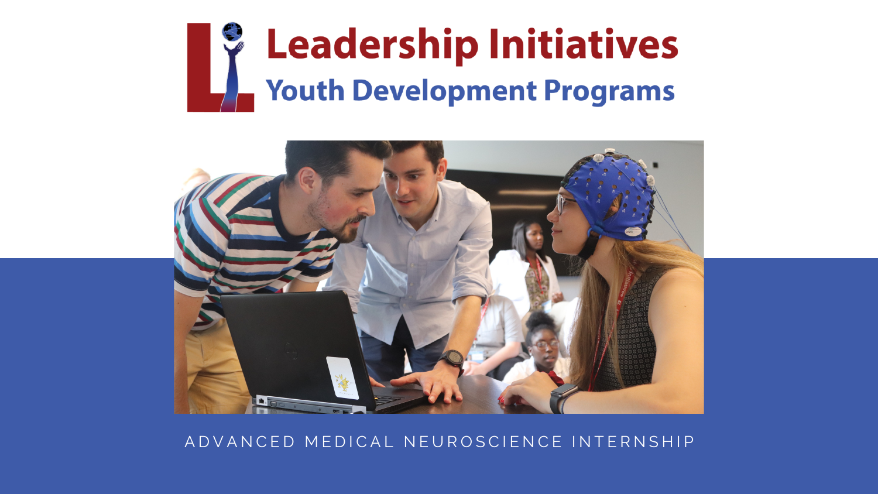# Leadership Initiatives

## Youth Development Programs

ADVANCED MEDICAL NEUROSCIENCE INTERNSHIP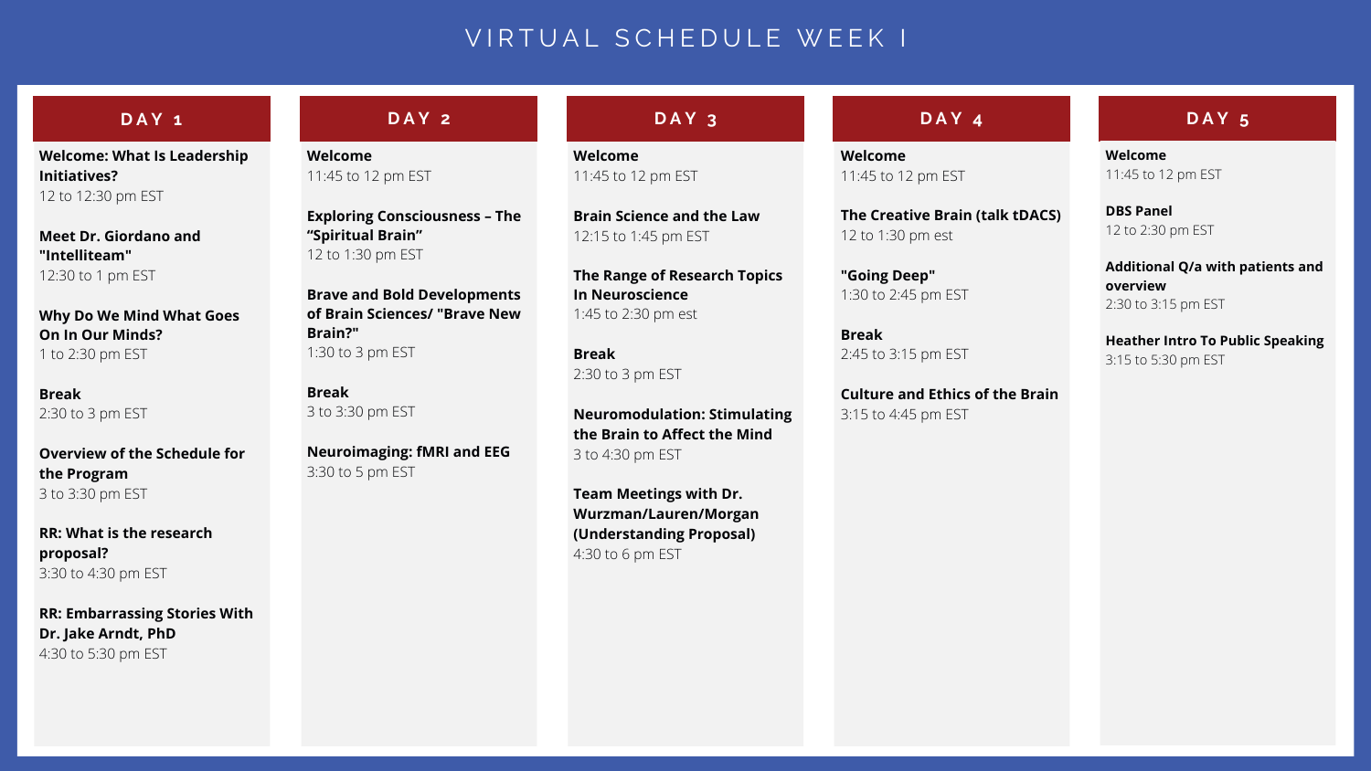# VIRTUAL SCHEDULE WEEK I

## DAY 1

**Welcome: What Is Leadership Initiatives?**
12 to 12:30 pm EST

**Meet Dr. Giordano and "Intelliteam"**
12:30 to 1 pm EST

**Why Do We Mind What Goes On In Our Minds?**
1 to 2:30 pm EST

**Break**
2:30 to 3 pm EST

**Overview of the Schedule for the Program**
3 to 3:30 pm EST

**RR: What is the research proposal?**
3:30 to 4:30 pm EST

**RR: Embarrassing Stories With Dr. Jake Arndt, PhD**
4:30 to 5:30 pm EST

## DAY 2

**Welcome**
11:45 to 12 pm EST

**Exploring Consciousness – The “Spiritual Brain”**
12 to 1:30 pm EST

**Brave and Bold Developments of Brain Sciences/ "Brave New Brain?"**
1:30 to 3 pm EST

**Break**
3 to 3:30 pm EST

**Neuroimaging: fMRI and EEG**
3:30 to 5 pm EST

## DAY 3

**Welcome**
11:45 to 12 pm EST

**Brain Science and the Law**
12:15 to 1:45 pm EST

**The Range of Research Topics In Neuroscience**
1:45 to 2:30 pm est

**Break**
2:30 to 3 pm EST

**Neuromodulation: Stimulating the Brain to Affect the Mind**
3 to 4:30 pm EST

**Team Meetings with Dr. Wurzman/Lauren/Morgan (Understanding Proposal)**
4:30 to 6 pm EST

## DAY 4

**Welcome**
11:45 to 12 pm EST

**The Creative Brain (talk tDACS)**
12 to 1:30 pm est

**"Going Deep"**
1:30 to 2:45 pm EST

**Break**
2:45 to 3:15 pm EST

**Culture and Ethics of the Brain**
3:15 to 4:45 pm EST

## DAY 5

**Welcome**
11:45 to 12 pm EST

**DBS Panel**
12 to 2:30 pm EST

**Additional Q/a with patients and overview**
2:30 to 3:15 pm EST

**Heather Intro To Public Speaking**
3:15 to 5:30 pm EST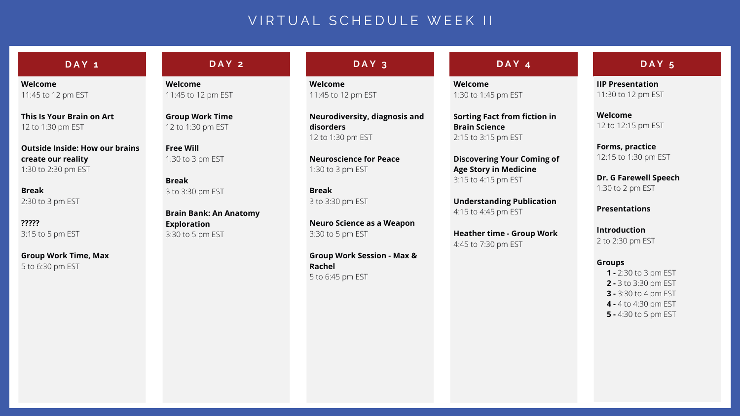# VIRTUAL SCHEDULE WEEK II

## DAY 1

**Welcome**
11:45 to 12 pm EST

**This Is Your Brain on Art**
12 to 1:30 pm EST

**Outside Inside: How our brains create our reality**
1:30 to 2:30 pm EST

**Break**
2:30 to 3 pm EST

**?????**
3:15 to 5 pm EST

**Group Work Time, Max**
5 to 6:30 pm EST

## DAY 2

**Welcome**
11:45 to 12 pm EST

**Group Work Time**
12 to 1:30 pm EST

**Free Will**
1:30 to 3 pm EST

**Break**
3 to 3:30 pm EST

**Brain Bank: An Anatomy Exploration**
3:30 to 5 pm EST

## DAY 3

**Welcome**
11:45 to 12 pm EST

**Neurodiversity, diagnosis and disorders**
12 to 1:30 pm EST

**Neuroscience for Peace**
1:30 to 3 pm EST

**Break**
3 to 3:30 pm EST

**Neuro Science as a Weapon**
3:30 to 5 pm EST

**Group Work Session - Max & Rachel**
5 to 6:45 pm EST

## DAY 4

**Welcome**
1:30 to 1:45 pm EST

**Sorting Fact from fiction in Brain Science**
2:15 to 3:15 pm EST

**Discovering Your Coming of Age Story in Medicine**
3:15 to 4:15 pm EST

**Understanding Publication**
4:15 to 4:45 pm EST

**Heather time - Group Work**
4:45 to 7:30 pm EST

## DAY 5

**IIP Presentation**
11:30 to 12 pm EST

**Welcome**
12 to 12:15 pm EST

**Forms, practice**
12:15 to 1:30 pm EST

**Dr. G Farewell Speech**
1:30 to 2 pm EST

**Presentations**

**Introduction**
2 to 2:30 pm EST

**Groups**
- **1 -** 2:30 to 3 pm EST
- **2 -** 3 to 3:30 pm EST
- **3 -** 3:30 to 4 pm EST
- **4 -** 4 to 4:30 pm EST
- **5 -** 4:30 to 5 pm EST